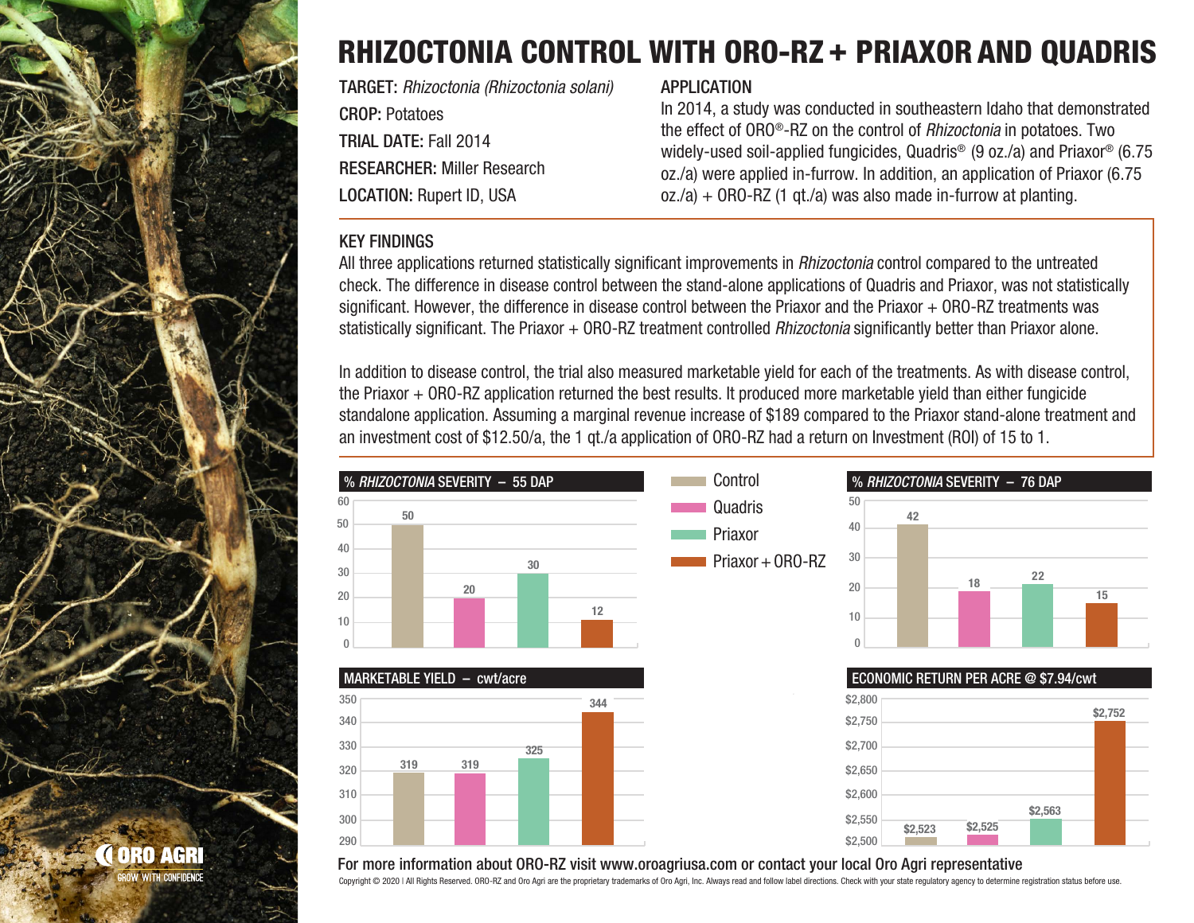# RHIZOCTONIA CONTROL WITH ORO-RZ + PRIAXOR AND QUADRIS

**TARGET:** *Rhizoctonia (Rhizoctonia solani)*

**CROP:** Potatoes

**TRIAL DATE:** Fall 2014

**RESEARCHER:** Miller Research

**LOCATION:** Rupert ID, USA

## APPLICATION

In 2014, a study was conducted in southeastern Idaho that demonstrated the effect of ORO®-RZ on the control of *Rhizoctonia* in potatoes. Two widely-used soil-applied fungicides, Quadris® (9 oz./a) and Priaxor® (6.75 oz./a) were applied in-furrow. In addition, an application of Priaxor (6.75 oz./a) + ORO-RZ (1 qt./a) was also made in-furrow at planting.

## KEY FINDINGS

All three applications returned statistically significant improvements in *Rhizoctonia* control compared to the untreated check. The difference in disease control between the stand-alone applications of Quadris and Priaxor, was not statistically significant. However, the difference in disease control between the Priaxor and the Priaxor + ORO-RZ treatments was statistically significant. The Priaxor + ORO-RZ treatment controlled *Rhizoctonia* significantly better than Priaxor alone.

In addition to disease control, the trial also measured marketable yield for each of the treatments. As with disease control, the Priaxor + ORO-RZ application returned the best results. It produced more marketable yield than either fungicide standalone application. Assuming a marginal revenue increase of $189 compared to the Priaxor stand-alone treatment and an investment cost of $12.50/a, the 1 qt./a application of ORO-RZ had a return on Investment (ROI) of 15 to 1.

| Treatment | % *Rhizoctonia* Severity – 55 DAP | % *Rhizoctonia* Severity – 76 DAP | Marketable Yield – cwt/acre | Economic Return per Acre @ $7.94/cwt |
|---|---|---|---|---|
| Control | 50 | 42 | 319 | $2,523 |
| Quadris | 20 | 18 | 319 | $2,525 |
| Priaxor | 30 | 22 | 325 | $2,563 |
| Priaxor + ORO-RZ | 12 | 15 | 344 | $2,752 |

For more information about ORO-RZ visit www.oroagriusa.com or contact your local Oro Agri representative

Copyright © 2020 | All Rights Reserved. ORO-RZ and Oro Agri are the proprietary trademarks of Oro Agri, Inc. Always read and follow label directions. Check with your state regulatory agency to determine registration status before use.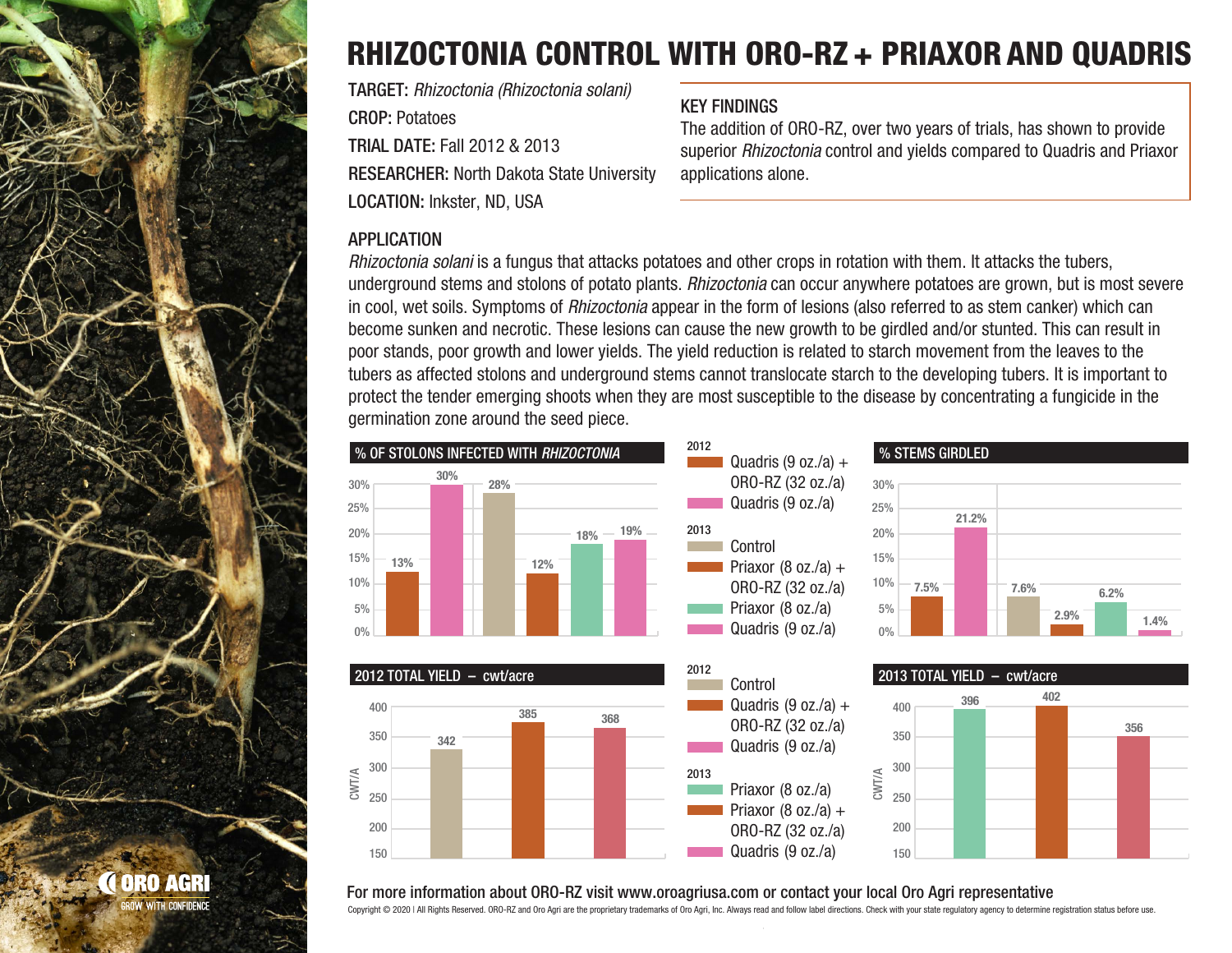# RHIZOCTONIA CONTROL WITH ORO-RZ + PRIAXOR AND QUADRIS

**TARGET:** *Rhizoctonia (Rhizoctonia solani)*

**CROP:** Potatoes

**TRIAL DATE:** Fall 2012 & 2013

**RESEARCHER:** North Dakota State University

**LOCATION:** Inkster, ND, USA

## KEY FINDINGS

The addition of ORO-RZ, over two years of trials, has shown to provide superior *Rhizoctonia* control and yields compared to Quadris and Priaxor applications alone.

## APPLICATION

*Rhizoctonia solani* is a fungus that attacks potatoes and other crops in rotation with them. It attacks the tubers, underground stems and stolons of potato plants. *Rhizoctonia* can occur anywhere potatoes are grown, but is most severe in cool, wet soils. Symptoms of *Rhizoctonia* appear in the form of lesions (also referred to as stem canker) which can become sunken and necrotic. These lesions can cause the new growth to be girdled and/or stunted. This can result in poor stands, poor growth and lower yields. The yield reduction is related to starch movement from the leaves to the tubers as affected stolons and underground stems cannot translocate starch to the developing tubers. It is important to protect the tender emerging shoots when they are most susceptible to the disease by concentrating a fungicide in the germination zone around the seed piece.

% OF STOLONS INFECTED WITH *RHIZOCTONIA*

30%
25%
20%
15%
10%
5%
0%

13%
30%
28%
12%
18%
19%

2012
Quadris (9 oz./a) + ORO-RZ (32 oz./a)
Quadris (9 oz./a)

2013
Control
Priaxor (8 oz./a) + ORO-RZ (32 oz./a)
Priaxor (8 oz./a)
Quadris (9 oz./a)

% STEMS GIRDLED

30%
25%
20%
15%
10%
5%
0%

7.5%
21.2%
7.6%
2.9%
6.2%
1.4%

2012 TOTAL YIELD – cwt/acre

CWT/A
400
350
300
250
200
150

342
385
368

2012
Control
Quadris (9 oz./a) + ORO-RZ (32 oz./a)
Quadris (9 oz./a)

2013
Priaxor (8 oz./a)
Priaxor (8 oz./a) + ORO-RZ (32 oz./a)
Quadris (9 oz./a)

2013 TOTAL YIELD – cwt/acre

CWT/A
400
350
300
250
200
150

396
402
356

ORO AGRI
GROW WITH CONFIDENCE

For more information about ORO-RZ visit www.oroagriusa.com or contact your local Oro Agri representative

Copyright © 2020 | All Rights Reserved. ORO-RZ and Oro Agri are the proprietary trademarks of Oro Agri, Inc. Always read and follow label directions. Check with your state regulatory agency to determine registration status before use.